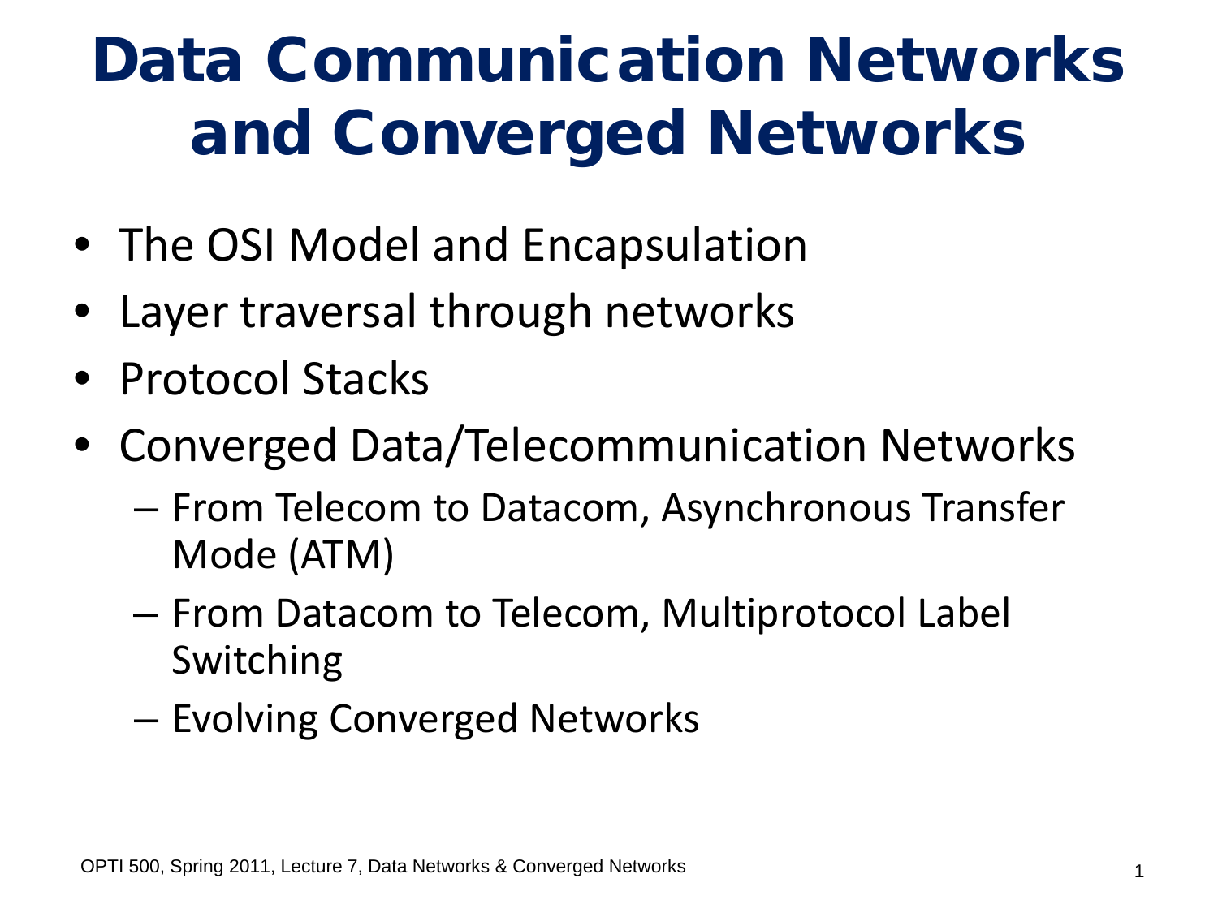# Data Communication Networks and Converged Networks

- The OSI Model and Encapsulation
- Layer traversal through networks
- Protocol Stacks
- Converged Data/Telecommunication Networks
  - From Telecom to Datacom, Asynchronous Transfer Mode (ATM)
  - From Datacom to Telecom, Multiprotocol Label Switching
  - Evolving Converged Networks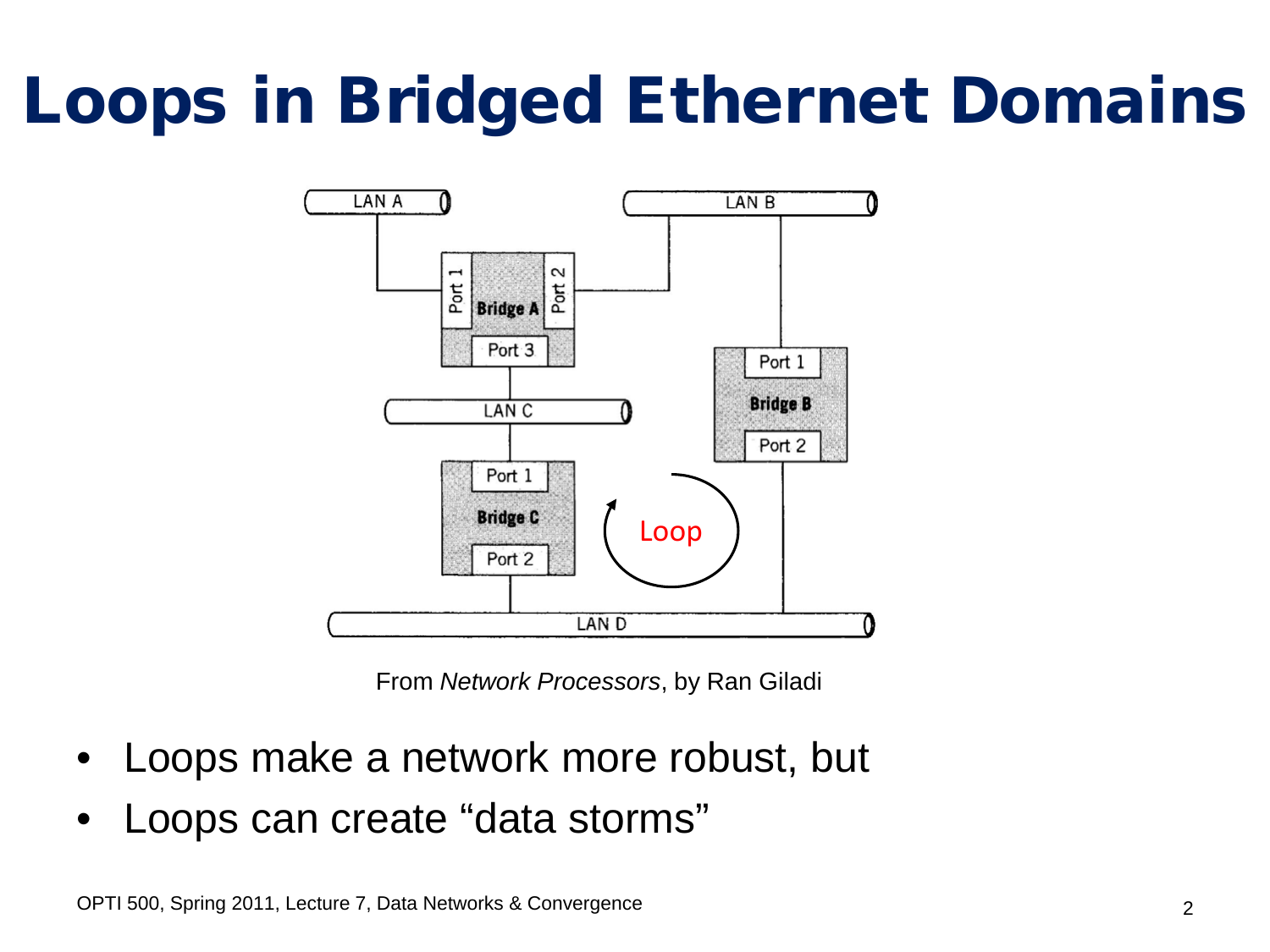# Loops in Bridged Ethernet Domains

From *Network Processors*, by Ran Giladi

- Loops make a network more robust, but
- Loops can create “data storms”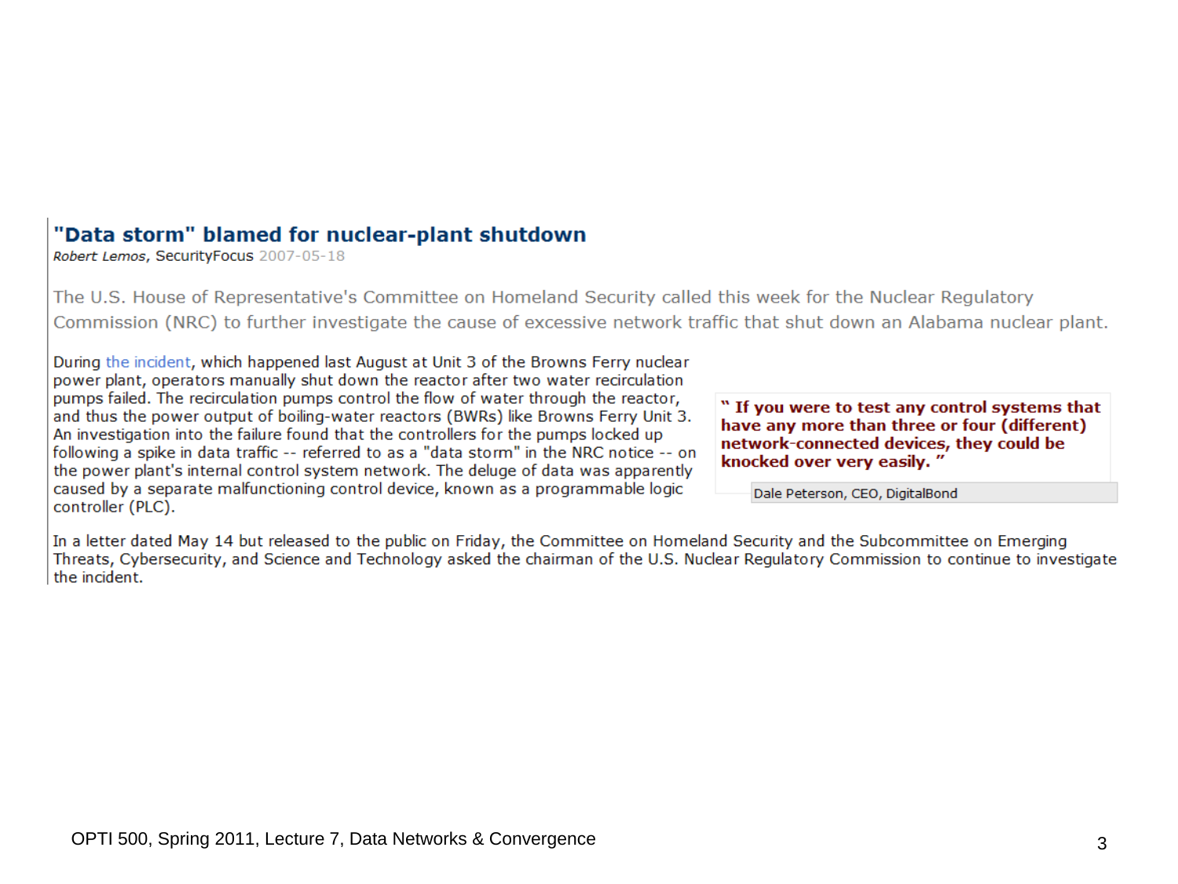## "Data storm" blamed for nuclear-plant shutdown

*Robert Lemos*, SecurityFocus 2007-05-18

The U.S. House of Representative's Committee on Homeland Security called this week for the Nuclear Regulatory Commission (NRC) to further investigate the cause of excessive network traffic that shut down an Alabama nuclear plant.

During the incident, which happened last August at Unit 3 of the Browns Ferry nuclear power plant, operators manually shut down the reactor after two water recirculation pumps failed. The recirculation pumps control the flow of water through the reactor, and thus the power output of boiling-water reactors (BWRs) like Browns Ferry Unit 3. An investigation into the failure found that the controllers for the pumps locked up following a spike in data traffic -- referred to as a "data storm" in the NRC notice -- on the power plant's internal control system network. The deluge of data was apparently caused by a separate malfunctioning control device, known as a programmable logic controller (PLC).

> **" If you were to test any control systems that have any more than three or four (different) network-connected devices, they could be knocked over very easily. "**
>
> Dale Peterson, CEO, DigitalBond

In a letter dated May 14 but released to the public on Friday, the Committee on Homeland Security and the Subcommittee on Emerging Threats, Cybersecurity, and Science and Technology asked the chairman of the U.S. Nuclear Regulatory Commission to continue to investigate the incident.

OPTI 500, Spring 2011, Lecture 7, Data Networks & Convergence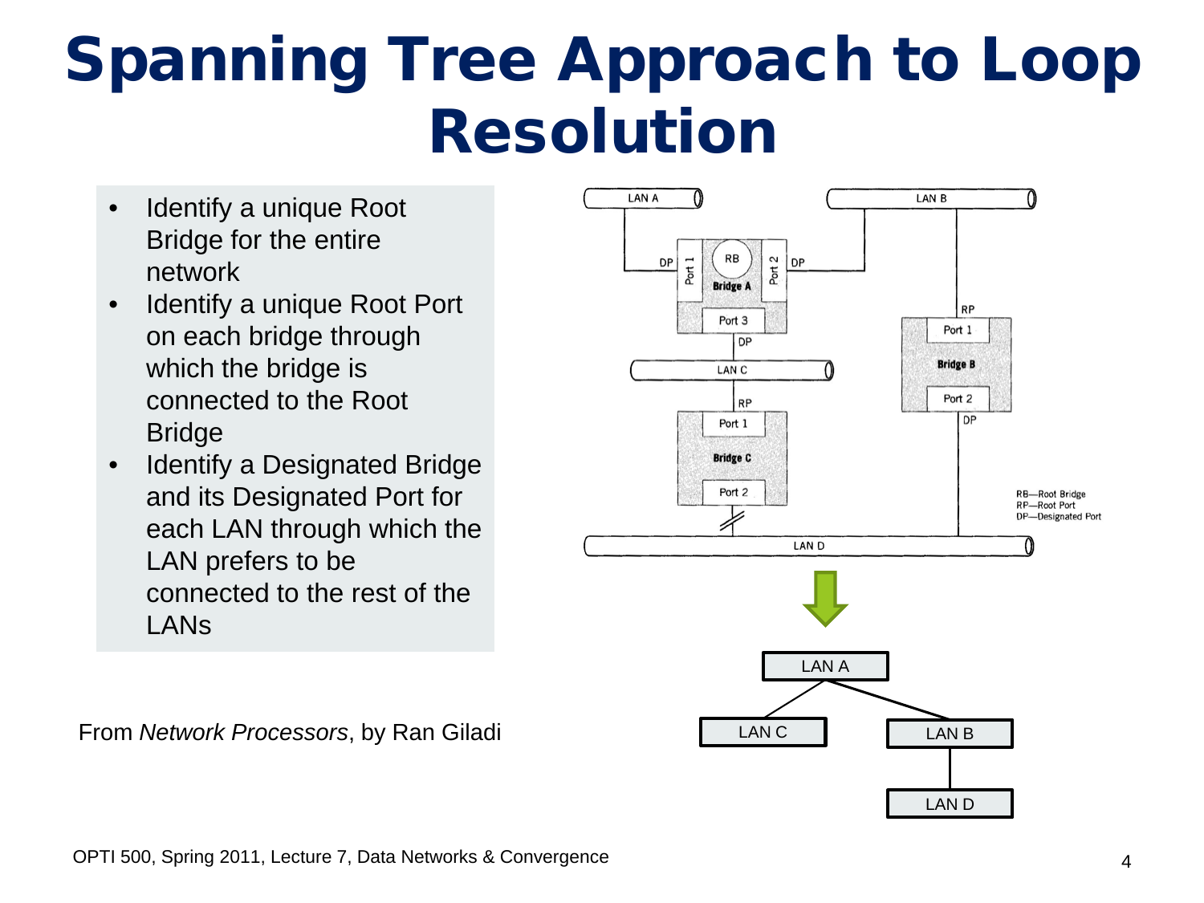# Spanning Tree Approach to Loop Resolution

- Identify a unique Root Bridge for the entire network
- Identify a unique Root Port on each bridge through which the bridge is connected to the Root Bridge
- Identify a Designated Bridge and its Designated Port for each LAN through which the LAN prefers to be connected to the rest of the LANs

From *Network Processors*, by Ran Giladi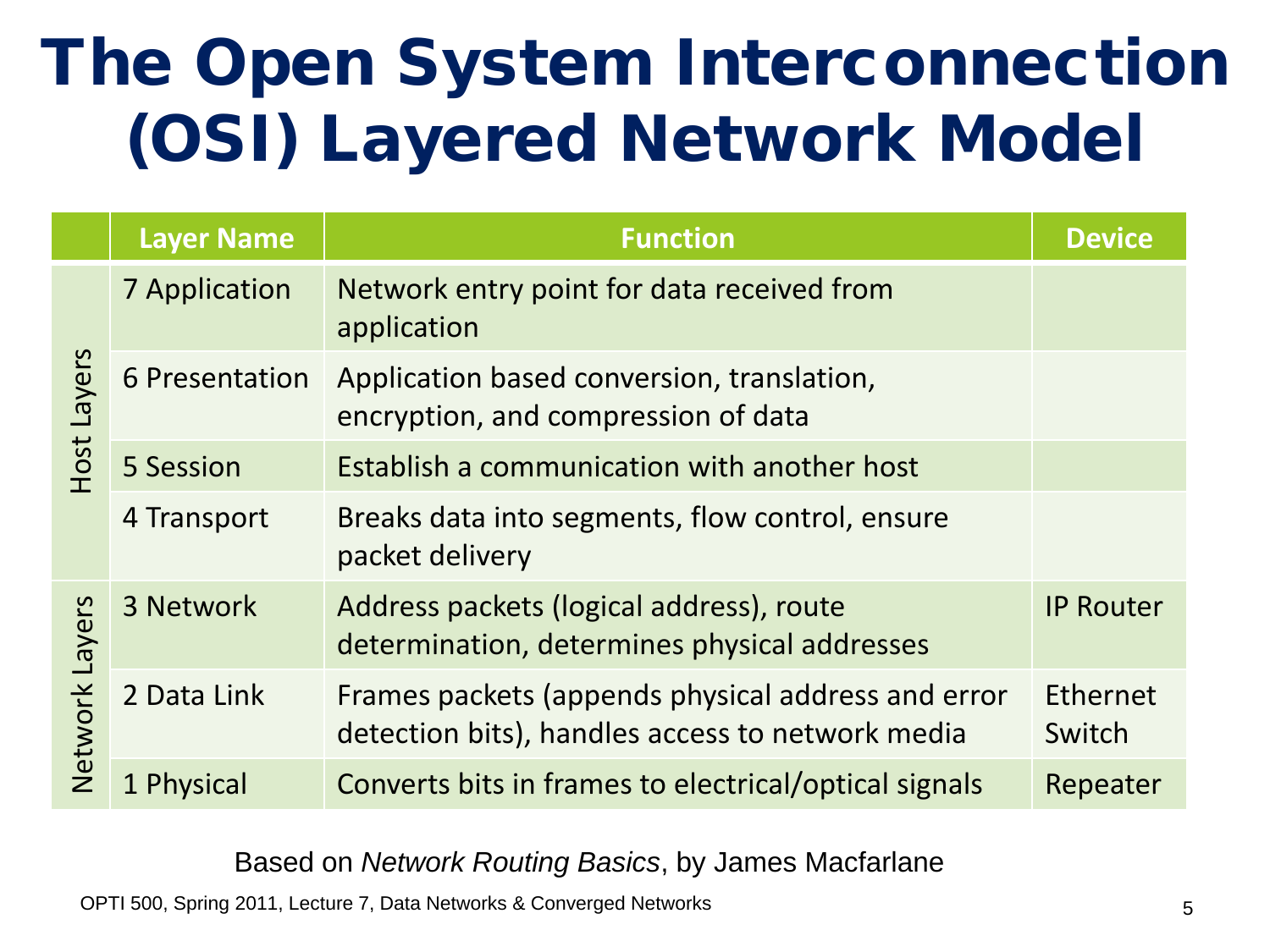# The Open System Interconnection (OSI) Layered Network Model

| | Layer Name | Function | Device |
|---|---|---|---|
| Host Layers | 7 Application | Network entry point for data received from application | |
| | 6 Presentation | Application based conversion, translation, encryption, and compression of data | |
| | 5 Session | Establish a communication with another host | |
| | 4 Transport | Breaks data into segments, flow control, ensure packet delivery | |
| Network Layers | 3 Network | Address packets (logical address), route determination, determines physical addresses | IP Router |
| | 2 Data Link | Frames packets (appends physical address and error detection bits), handles access to network media | Ethernet Switch |
| | 1 Physical | Converts bits in frames to electrical/optical signals | Repeater |

Based on *Network Routing Basics*, by James Macfarlane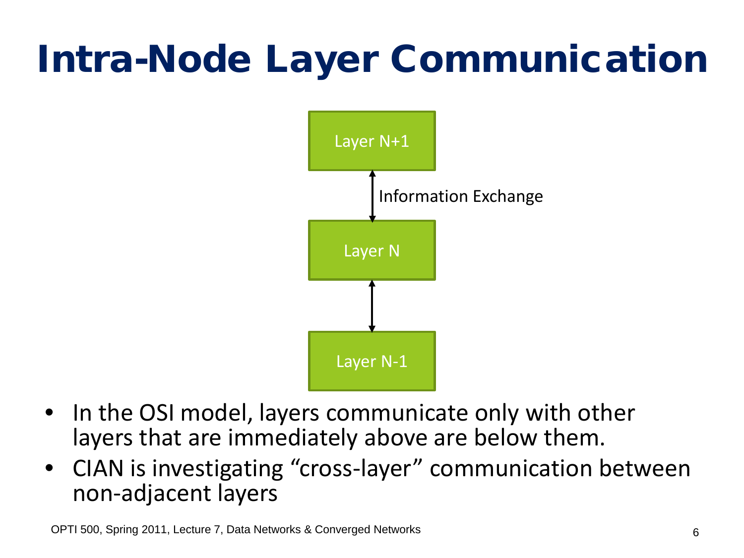# Intra-Node Layer Communication

Layer N+1

Information Exchange

Layer N

Layer N-1

- In the OSI model, layers communicate only with other layers that are immediately above are below them.
- CIAN is investigating “cross-layer” communication between non-adjacent layers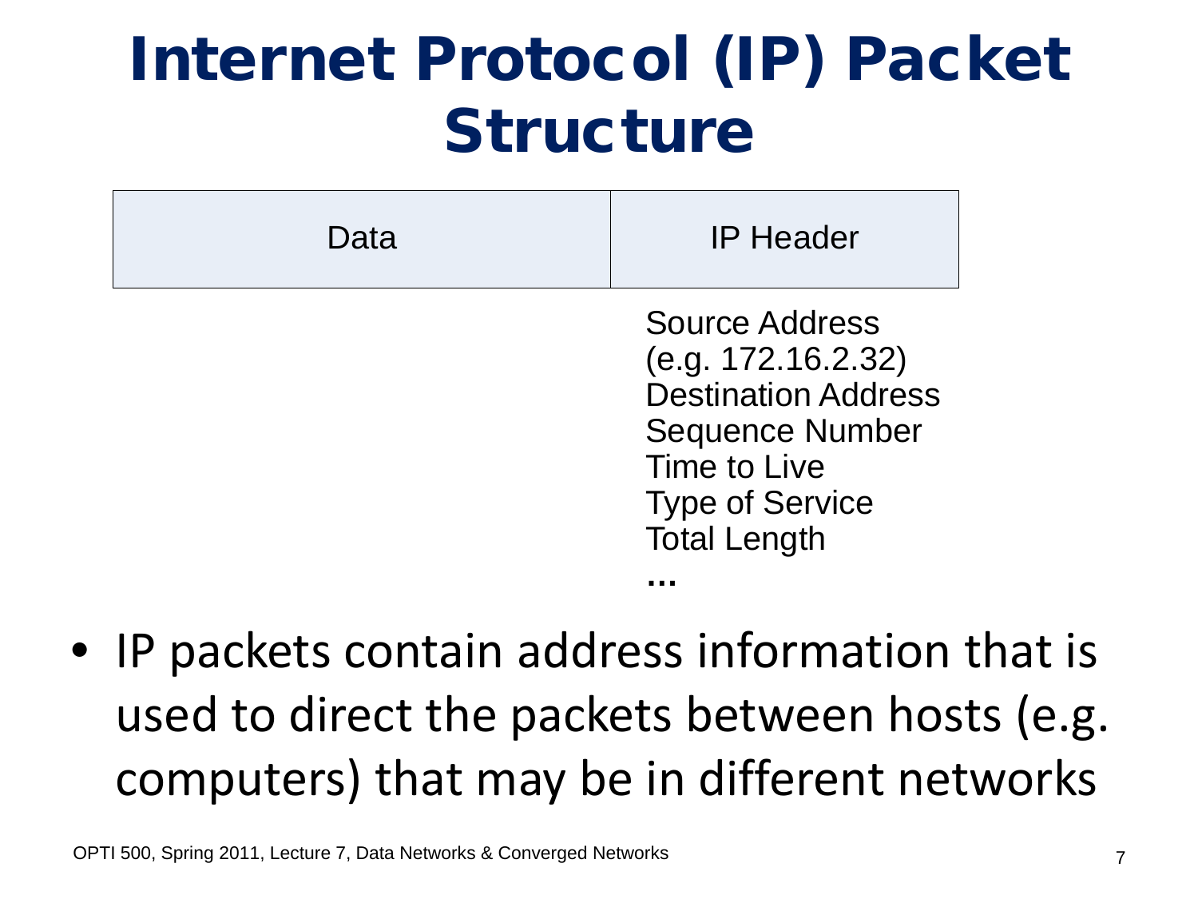# Internet Protocol (IP) Packet Structure

| Data | IP Header |
| --- | --- |

Source Address
(e.g. 172.16.2.32)
Destination Address
Sequence Number
Time to Live
Type of Service
Total Length
...

- IP packets contain address information that is used to direct the packets between hosts (e.g. computers) that may be in different networks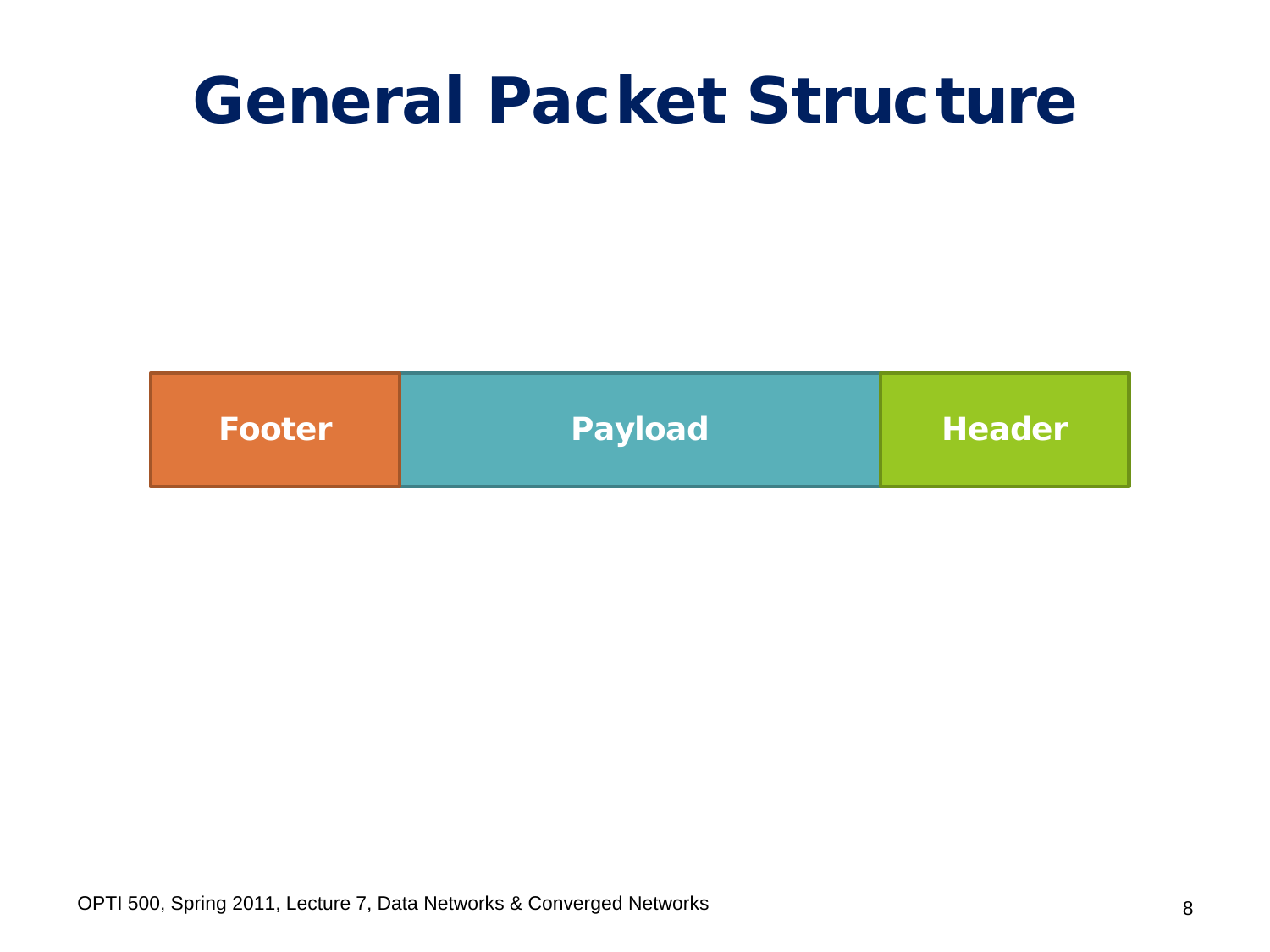# General Packet Structure

| Footer | Payload | Header |
|---|---|---|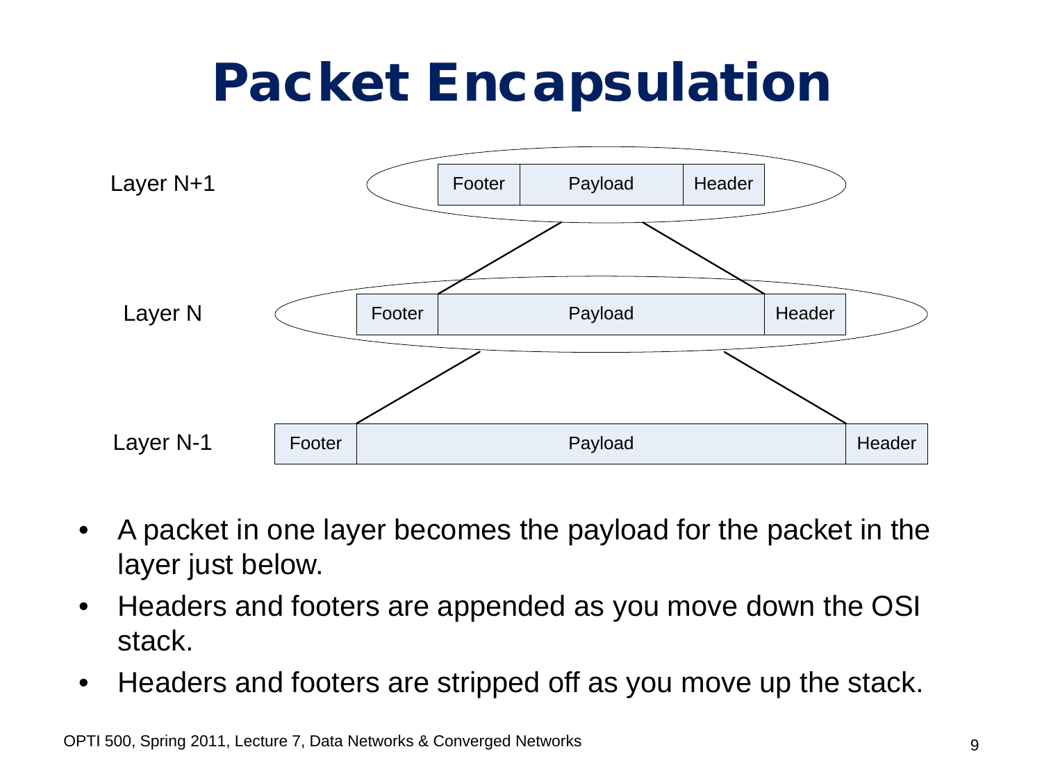# Packet Encapsulation

| Layer N+1 | | Footer | Payload | Header | |
|---|---|---|---|---|---|
| Layer N | Footer | Payload | | | Header |
| Layer N-1 | Footer | Payload | | | Header |

- A packet in one layer becomes the payload for the packet in the layer just below.
- Headers and footers are appended as you move down the OSI stack.
- Headers and footers are stripped off as you move up the stack.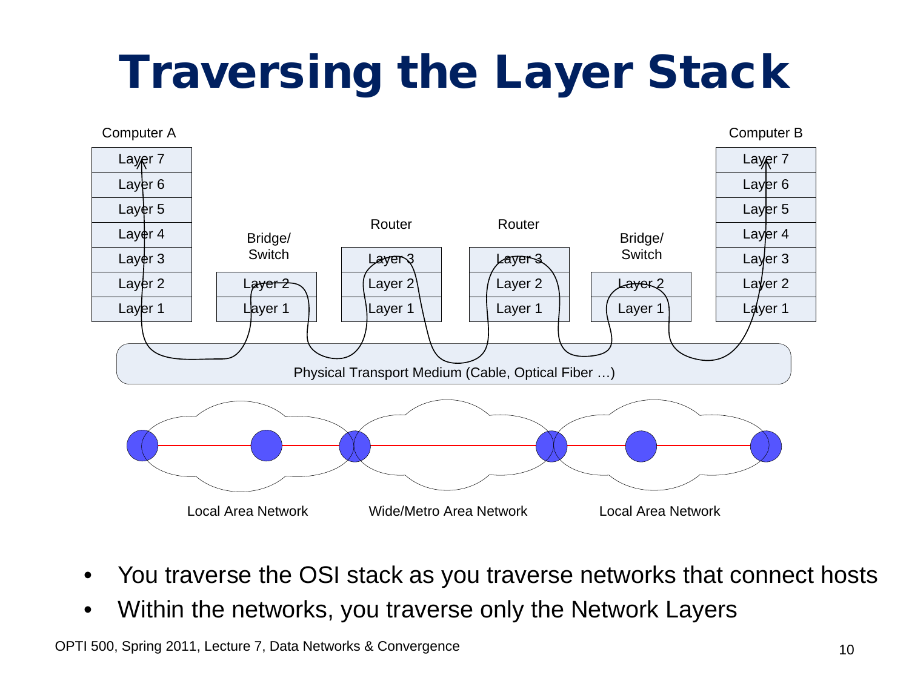# Traversing the Layer Stack

Computer A

| Layer 7 |
|---|
| Layer 6 |
| Layer 5 |
| Layer 4 |
| Layer 3 |
| Layer 2 |
| Layer 1 |

Bridge/ Switch

| Layer 2 |
|---|
| Layer 1 |

Router

| Layer 3 |
|---|
| Layer 2 |
| Layer 1 |

Router

| Layer 3 |
|---|
| Layer 2 |
| Layer 1 |

Bridge/ Switch

| Layer 2 |
|---|
| Layer 1 |

Computer B

| Layer 7 |
|---|
| Layer 6 |
| Layer 5 |
| Layer 4 |
| Layer 3 |
| Layer 2 |
| Layer 1 |

Physical Transport Medium (Cable, Optical Fiber …)

Local Area Network — Wide/Metro Area Network — Local Area Network

- You traverse the OSI stack as you traverse networks that connect hosts
- Within the networks, you traverse only the Network Layers

OPTI 500, Spring 2011, Lecture 7, Data Networks & Convergence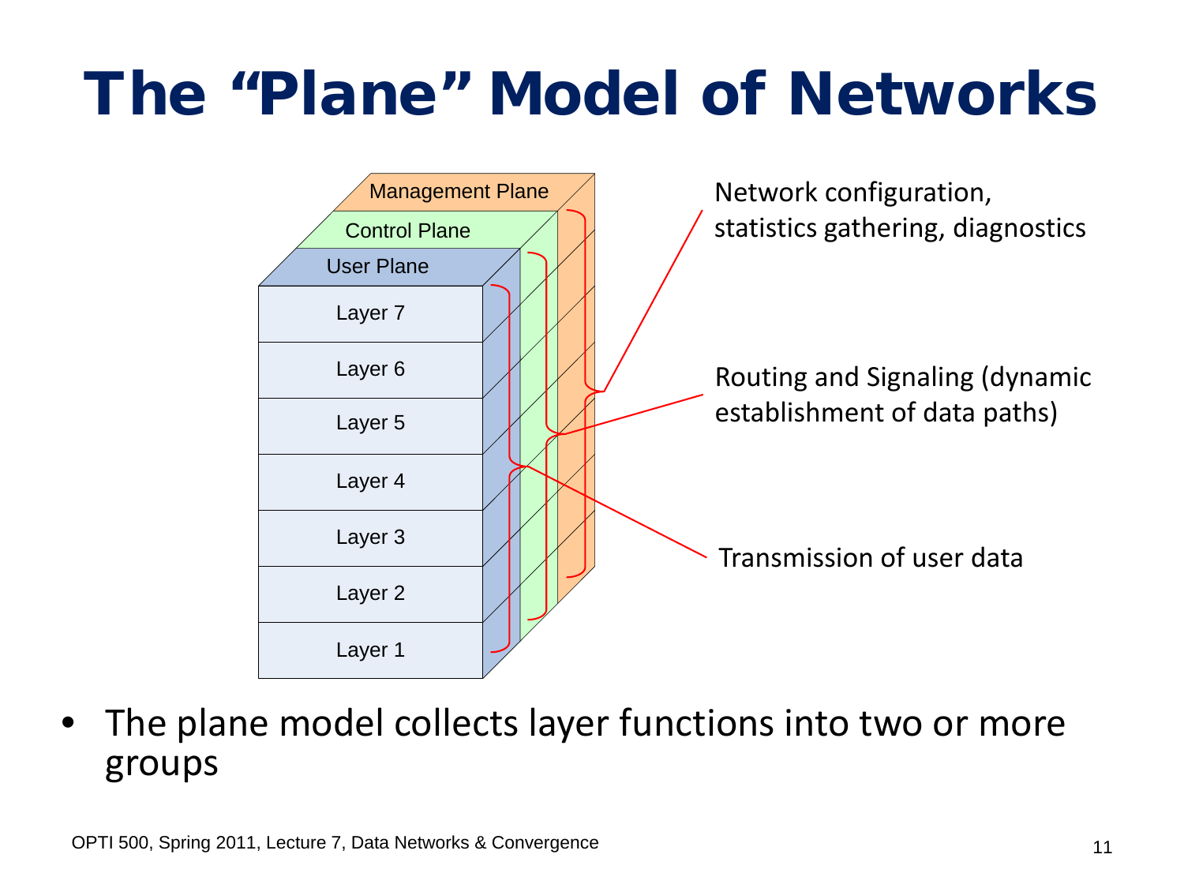# The "Plane" Model of Networks

Management Plane

Control Plane

User Plane

Layer 7

Layer 6

Layer 5

Layer 4

Layer 3

Layer 2

Layer 1

Network configuration, statistics gathering, diagnostics

Routing and Signaling (dynamic establishment of data paths)

Transmission of user data

- The plane model collects layer functions into two or more groups

OPTI 500, Spring 2011, Lecture 7, Data Networks & Convergence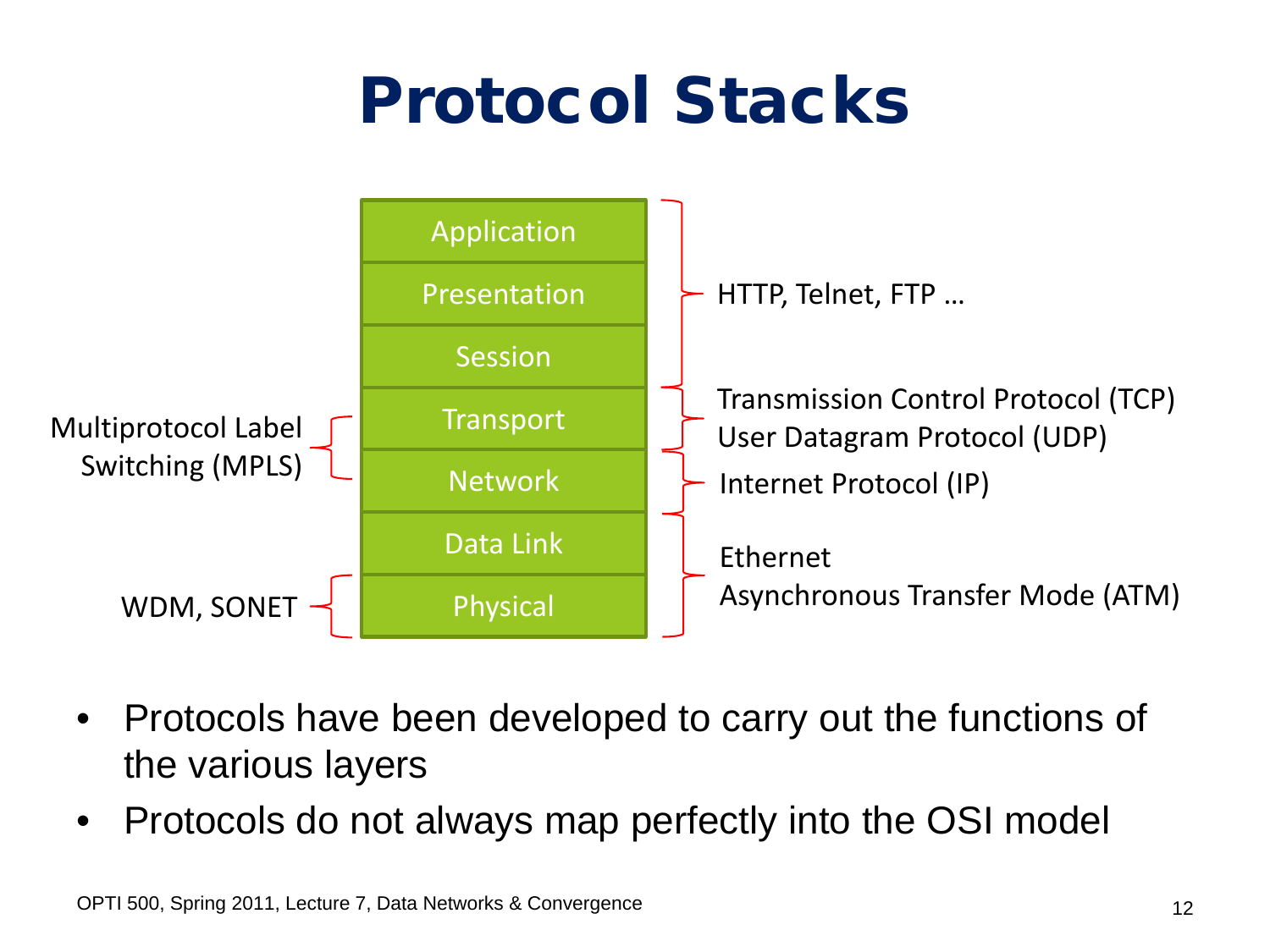# Protocol Stacks

| Protocol (left) | OSI Layer | Protocol (right) |
|---|---|---|
| | Application | HTTP, Telnet, FTP … |
| | Presentation | HTTP, Telnet, FTP … |
| | Session | HTTP, Telnet, FTP … |
| Multiprotocol Label Switching (MPLS) | Transport | Transmission Control Protocol (TCP), User Datagram Protocol (UDP) |
| Multiprotocol Label Switching (MPLS) | Network | Internet Protocol (IP) |
| | Data Link | Ethernet, Asynchronous Transfer Mode (ATM) |
| WDM, SONET | Physical | Ethernet, Asynchronous Transfer Mode (ATM) |

- Protocols have been developed to carry out the functions of the various layers
- Protocols do not always map perfectly into the OSI model

OPTI 500, Spring 2011, Lecture 7, Data Networks & Convergence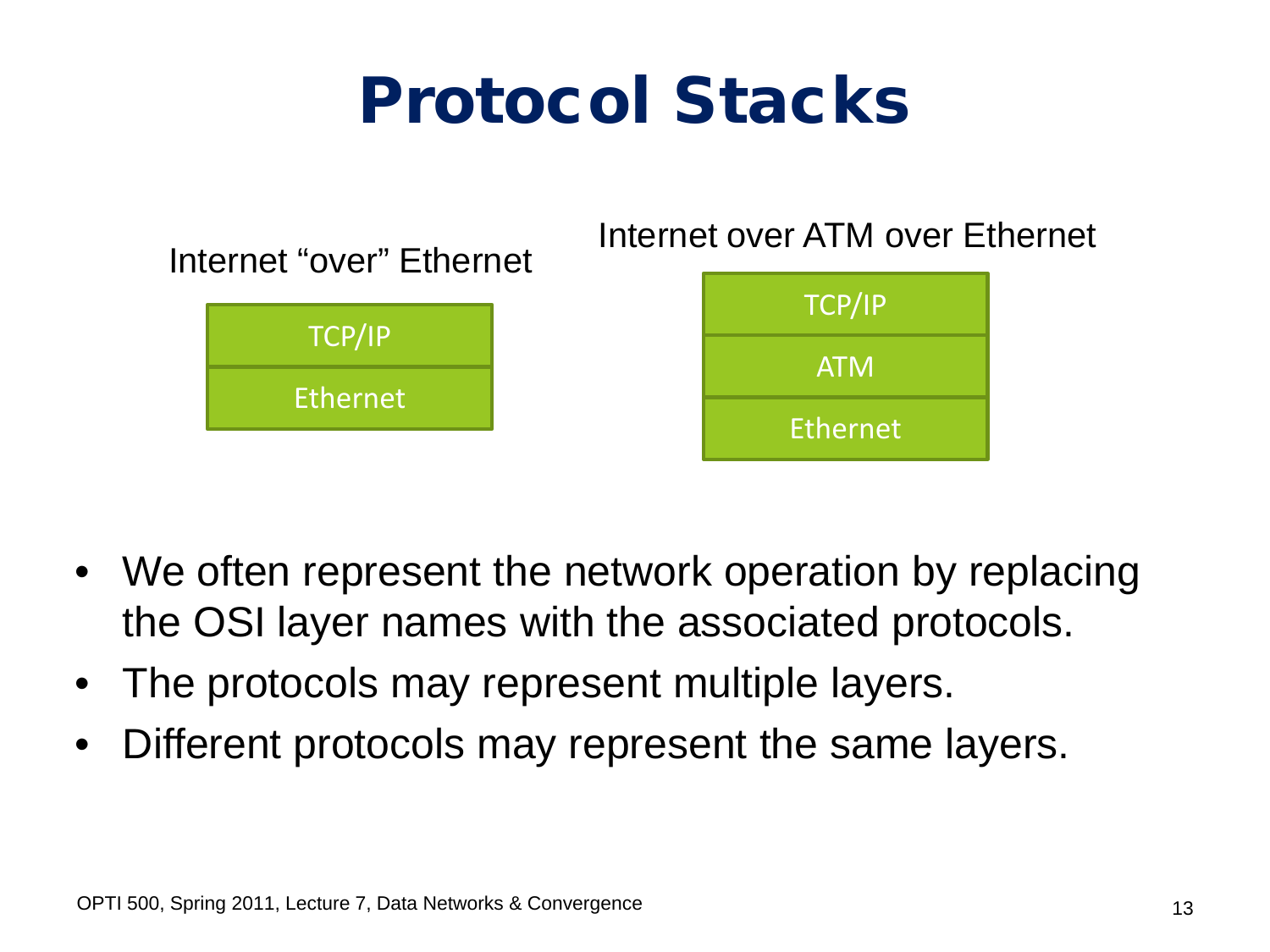# Protocol Stacks

Internet "over" Ethernet

| TCP/IP |
| --- |
| Ethernet |

Internet over ATM over Ethernet

| TCP/IP |
| --- |
| ATM |
| Ethernet |

- We often represent the network operation by replacing the OSI layer names with the associated protocols.
- The protocols may represent multiple layers.
- Different protocols may represent the same layers.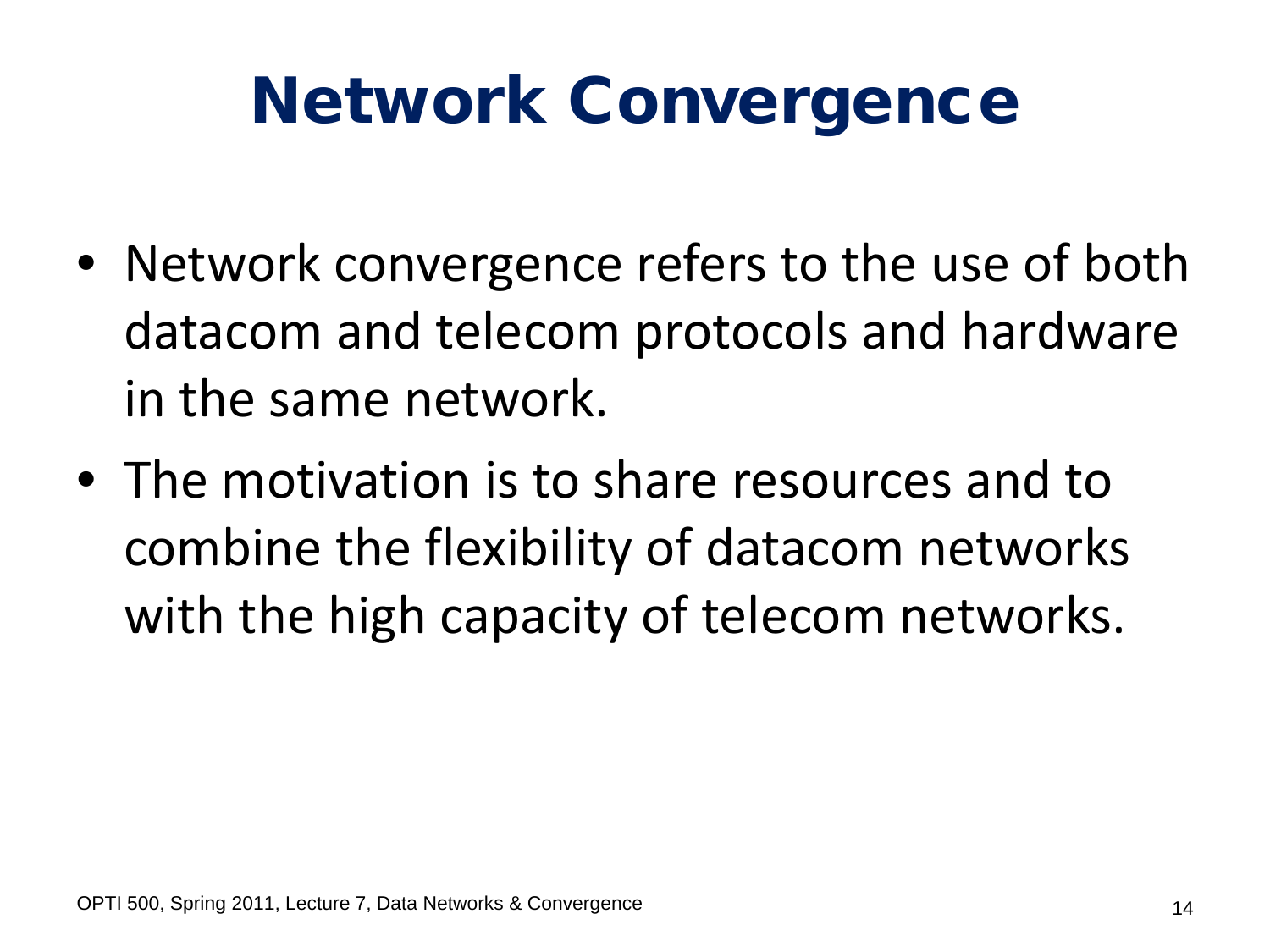# Network Convergence

- Network convergence refers to the use of both datacom and telecom protocols and hardware in the same network.
- The motivation is to share resources and to combine the flexibility of datacom networks with the high capacity of telecom networks.